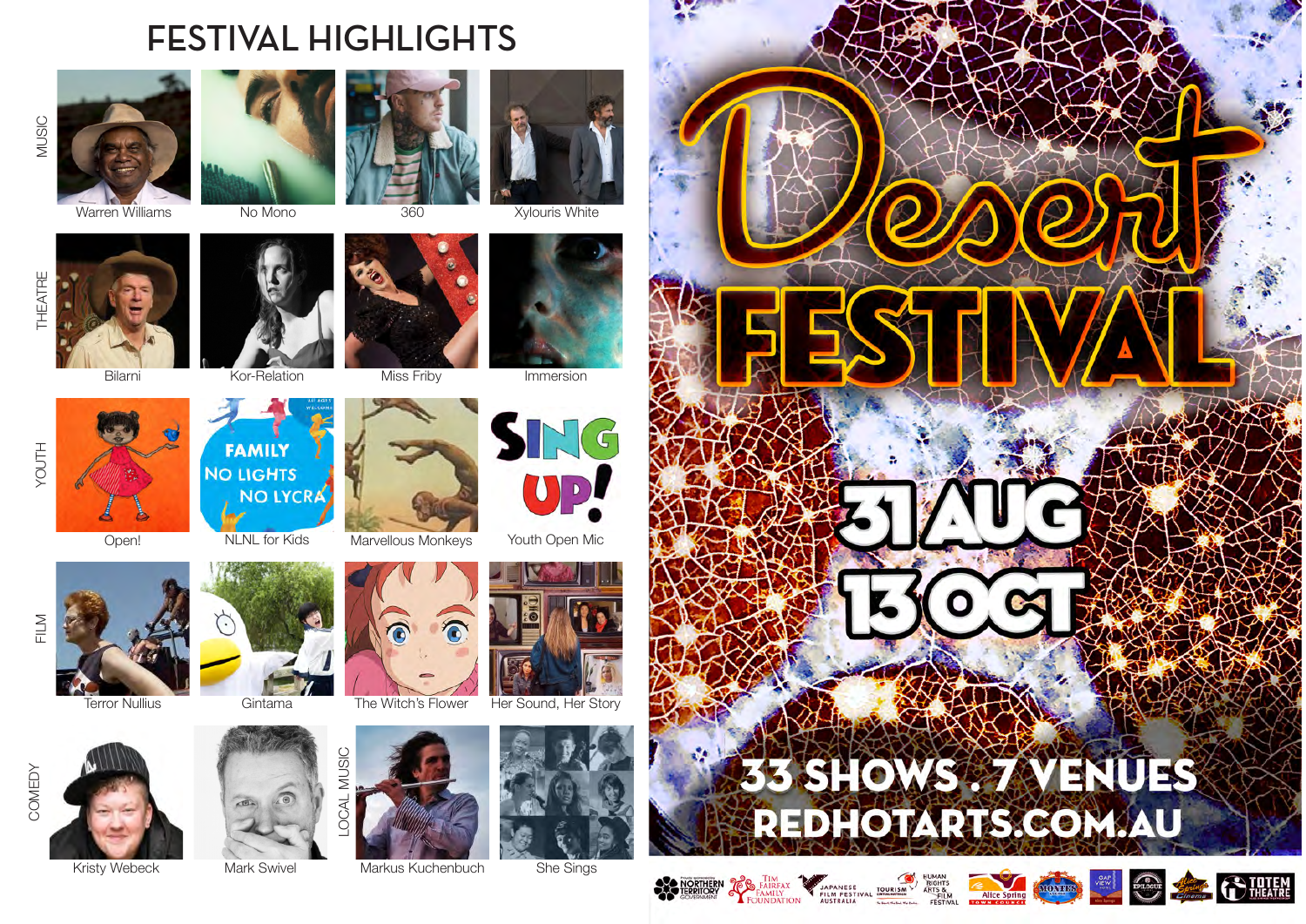# FESTIVAL HIGHLIGHTS

## MUSIC

- Warren Williams
- No Mono
- 360
- Xylouris White

## THEATRE

- Bilarni
- Kor-Relation
- Miss Friby
- Immersion

## YOUTH

- Open!
- NLNL for Kids
- Marvellous Monkeys
- Youth Open Mic

## FILM

- Terror Nullius
- Gintama
- The Witch's Flower
- Her Sound, Her Story

## COMEDY

- Kristy Webeck
- Mark Swivel

## LOCAL MUSIC

- Markus Kuchenbuch
- She Sings

# Desert FESTIVAL

## 31 AUG 13 OCT

## 33 SHOWS . 7 VENUES

## REDHOTARTS.COM.AU

Northern Territory Government · Tim Fairfax Family Foundation · Japanese Film Festival Australia · Tourism Central Australia · Human Rights Arts & Film Festival · Alice Springs Town Council · Gap View Hotel · Epilogue · Alice Springs Cinema · Totem Theatre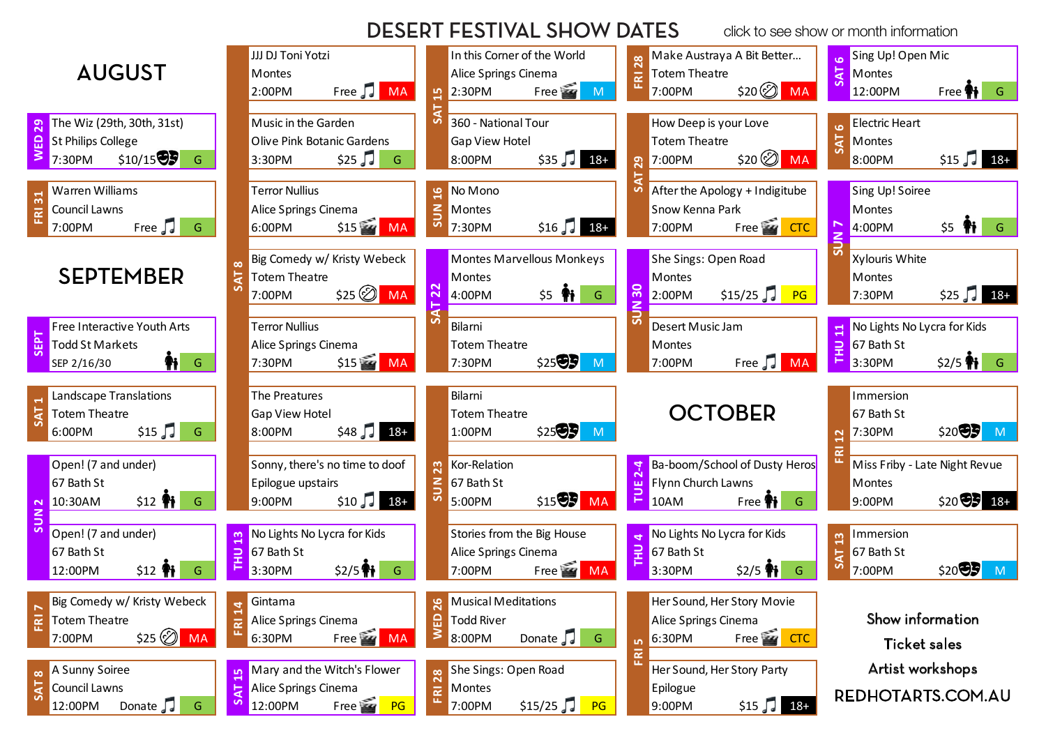# DESERT FESTIVAL SHOW DATES

click to see show or month information

## AUGUST

| Date | Show | Venue | Time | Price | Rating |
|---|---|---|---|---|---|
| WED 29 | The Wiz (29th, 30th, 31st) | St Philips College | 7:30PM | $10/15 | G |
| FRI 31 | Warren Williams | Council Lawns | 7:00PM | Free | G |

## SEPTEMBER

| Date | Show | Venue | Time | Price | Rating |
|---|---|---|---|---|---|
| SEPT | Free Interactive Youth Arts | Todd St Markets | SEP 2/16/30 | | G |
| SAT 1 | Landscape Translations | Totem Theatre | 6:00PM | $15 | G |
| SUN 2 | Open! (7 and under) | 67 Bath St | 10:30AM | $12 | G |
| SUN 2 | Open! (7 and under) | 67 Bath St | 12:00PM | $12 | G |
| FRI 7 | Big Comedy w/ Kristy Webeck | Totem Theatre | 7:00PM | $25 | MA |
| SAT 8 | A Sunny Soiree | Council Lawns | 12:00PM | Donate | G |
| SAT 8 | JJJ DJ Toni Yotzi | Montes | 2:00PM | Free | MA |
| SAT 8 | Music in the Garden | Olive Pink Botanic Gardens | 3:30PM | $25 | G |
| SAT 8 | Terror Nullius | Alice Springs Cinema | 6:00PM | $15 | MA |
| SAT 8 | Big Comedy w/ Kristy Webeck | Totem Theatre | 7:00PM | $25 | MA |
| SAT 8 | Terror Nullius | Alice Springs Cinema | 7:30PM | $15 | MA |
| SAT 8 | The Preatures | Gap View Hotel | 8:00PM | $48 | 18+ |
| SAT 8 | Sonny, there's no time to doof | Epilogue upstairs | 9:00PM | $10 | 18+ |
| THU 13 | No Lights No Lycra for Kids | 67 Bath St | 3:30PM | $2/5 | G |
| FRI 14 | Gintama | Alice Springs Cinema | 6:30PM | Free | MA |
| SAT 15 | Mary and the Witch's Flower | Alice Springs Cinema | 12:00PM | Free | PG |
| SAT 15 | In this Corner of the World | Alice Springs Cinema | 2:30PM | Free | M |
| SAT 15 | 360 - National Tour | Gap View Hotel | 8:00PM | $35 | 18+ |
| SUN 16 | No Mono | Montes | 7:30PM | $16 | 18+ |
| SAT 22 | Montes Marvellous Monkeys | Montes | 4:00PM | $5 | G |
| SAT 22 | Bilarni | Totem Theatre | 7:30PM | $25 | M |
| SUN 23 | Bilarni | Totem Theatre | 1:00PM | $25 | M |
| SUN 23 | Kor-Relation | 67 Bath St | 5:00PM | $15 | MA |
| SUN 23 | Stories from the Big House | Alice Springs Cinema | 7:00PM | Free | MA |
| WED 26 | Musical Meditations | Todd River | 8:00PM | Donate | G |
| FRI 28 | She Sings: Open Road | Montes | 7:00PM | $15/25 | PG |
| FRI 28 | Make Austraya A Bit Better... | Totem Theatre | 7:00PM | $20 | MA |
| SAT 29 | How Deep is your Love | Totem Theatre | 7:00PM | $20 | MA |
| SAT 29 | After the Apology + Indigitube | Snow Kenna Park | 7:00PM | Free | CTC |
| SUN 30 | She Sings: Open Road | Montes | 2:00PM | $15/25 | PG |
| SUN 30 | Desert Music Jam | Montes | 7:00PM | Free | MA |

## OCTOBER

| Date | Show | Venue | Time | Price | Rating |
|---|---|---|---|---|---|
| TUE 2-4 | Ba-boom/School of Dusty Heros | Flynn Church Lawns | 10AM | Free | G |
| THU 4 | No Lights No Lycra for Kids | 67 Bath St | 3:30PM | $2/5 | G |
| FRI 5 | Her Sound, Her Story Movie | Alice Springs Cinema | 6:30PM | Free | CTC |
| FRI 5 | Her Sound, Her Story Party | Epilogue | 9:00PM | $15 | 18+ |
| SAT 6 | Sing Up! Open Mic | Montes | 12:00PM | Free | G |
| SAT 6 | Electric Heart | Montes | 8:00PM | $15 | 18+ |
| SUN 7 | Sing Up! Soiree | Montes | 4:00PM | $5 | G |
| SUN 7 | Xylouris White | Montes | 7:30PM | $25 | 18+ |
| THU 11 | No Lights No Lycra for Kids | 67 Bath St | 3:30PM | $2/5 | G |
| FRI 12 | Immersion | 67 Bath St | 7:30PM | $20 | M |
| FRI 12 | Miss Friby - Late Night Revue | Montes | 9:00PM | $20 | 18+ |
| SAT 13 | Immersion | 67 Bath St | 7:00PM | $20 | M |

Show information

Ticket sales

Artist workshops

REDHOTARTS.COM.AU